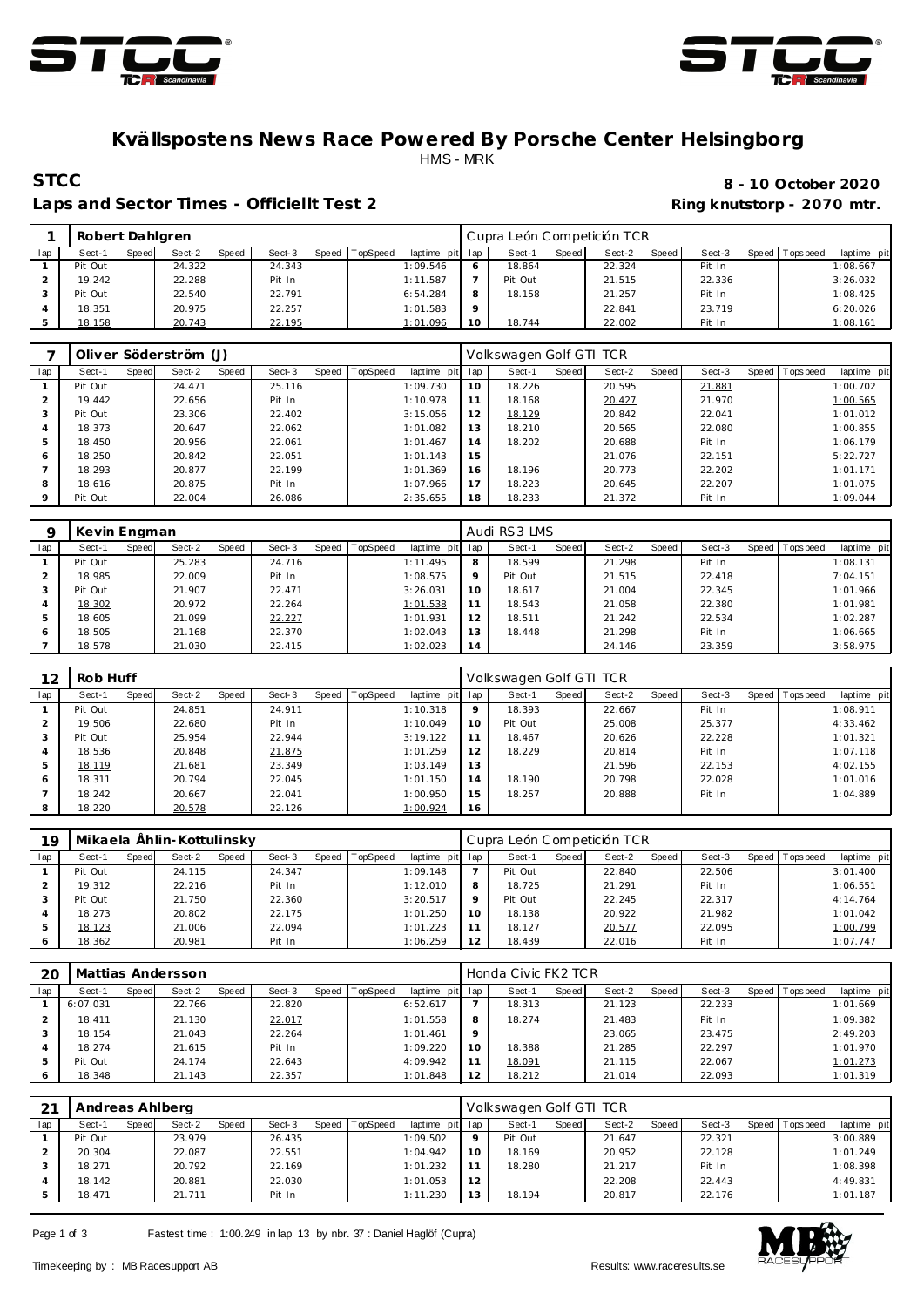# Kvällspostens News Race Powered By Porsche Center Helsingborg

HMS - MRK

**STCC** **8 - 10 October 2020**

**Laps and Sector Times - Officiellt Test 2** **Ring knutstorp - 2070 mtr.**

| 1 | Robert Dahlgren | | | | | | | | Cupra León Competición TCR | | | | | | | | |
|---|---|---|---|---|---|---|---|---|---|---|---|---|---|---|---|---|---|
| lap | Sect-1 | Speed | Sect-2 | Speed | Sect-3 | Speed | TopSpeed | laptime pit | lap | Sect-1 | Speed | Sect-2 | Speed | Sect-3 | Speed | Topspeed | laptime pit |
| 1 | Pit Out | | 24.322 | | 24.343 | | | 1:09.546 | 6 | 18.864 | | 22.324 | | Pit In | | | 1:08.667 |
| 2 | 19.242 | | 22.288 | | Pit In | | | 1:11.587 | 7 | Pit Out | | 21.515 | | 22.336 | | | 3:26.032 |
| 3 | Pit Out | | 22.540 | | 22.791 | | | 6:54.284 | 8 | 18.158 | | 21.257 | | Pit In | | | 1:08.425 |
| 4 | 18.351 | | 20.975 | | 22.257 | | | 1:01.583 | 9 | | | 22.841 | | 23.719 | | | 6:20.026 |
| 5 | 18.158 | | 20.743 | | 22.195 | | | 1:01.096 | 10 | 18.744 | | 22.002 | | Pit In | | | 1:08.161 |

| 7 | Oliver Söderström (J) | | | | | | | | Volkswagen Golf GTI TCR | | | | | | | | |
|---|---|---|---|---|---|---|---|---|---|---|---|---|---|---|---|---|---|
| lap | Sect-1 | Speed | Sect-2 | Speed | Sect-3 | Speed | TopSpeed | laptime pit | lap | Sect-1 | Speed | Sect-2 | Speed | Sect-3 | Speed | Topspeed | laptime pit |
| 1 | Pit Out | | 24.471 | | 25.116 | | | 1:09.730 | 10 | 18.226 | | 20.595 | | 21.881 | | | 1:00.702 |
| 2 | 19.442 | | 22.656 | | Pit In | | | 1:10.978 | 11 | 18.168 | | 20.427 | | 21.970 | | | 1:00.565 |
| 3 | Pit Out | | 23.306 | | 22.402 | | | 3:15.056 | 12 | 18.129 | | 20.842 | | 22.041 | | | 1:01.012 |
| 4 | 18.373 | | 20.647 | | 22.062 | | | 1:01.082 | 13 | 18.210 | | 20.565 | | 22.080 | | | 1:00.855 |
| 5 | 18.450 | | 20.956 | | 22.061 | | | 1:01.467 | 14 | 18.202 | | 20.688 | | Pit In | | | 1:06.179 |
| 6 | 18.250 | | 20.842 | | 22.051 | | | 1:01.143 | 15 | | | 21.076 | | 22.151 | | | 5:22.727 |
| 7 | 18.293 | | 20.877 | | 22.199 | | | 1:01.369 | 16 | 18.196 | | 20.773 | | 22.202 | | | 1:01.171 |
| 8 | 18.616 | | 20.875 | | Pit In | | | 1:07.966 | 17 | 18.223 | | 20.645 | | 22.207 | | | 1:01.075 |
| 9 | Pit Out | | 22.004 | | 26.086 | | | 2:35.655 | 18 | 18.233 | | 21.372 | | Pit In | | | 1:09.044 |

| 9 | Kevin Engman | | | | | | | | Audi RS3 LMS | | | | | | | | |
|---|---|---|---|---|---|---|---|---|---|---|---|---|---|---|---|---|---|
| lap | Sect-1 | Speed | Sect-2 | Speed | Sect-3 | Speed | TopSpeed | laptime pit | lap | Sect-1 | Speed | Sect-2 | Speed | Sect-3 | Speed | Topspeed | laptime pit |
| 1 | Pit Out | | 25.283 | | 24.716 | | | 1:11.495 | 8 | 18.599 | | 21.298 | | Pit In | | | 1:08.131 |
| 2 | 18.985 | | 22.009 | | Pit In | | | 1:08.575 | 9 | Pit Out | | 21.515 | | 22.418 | | | 7:04.151 |
| 3 | Pit Out | | 21.907 | | 22.471 | | | 3:26.031 | 10 | 18.617 | | 21.004 | | 22.345 | | | 1:01.966 |
| 4 | 18.302 | | 20.972 | | 22.264 | | | 1:01.538 | 11 | 18.543 | | 21.058 | | 22.380 | | | 1:01.981 |
| 5 | 18.605 | | 21.099 | | 22.227 | | | 1:01.931 | 12 | 18.511 | | 21.242 | | 22.534 | | | 1:02.287 |
| 6 | 18.505 | | 21.168 | | 22.370 | | | 1:02.043 | 13 | 18.448 | | 21.298 | | Pit In | | | 1:06.665 |
| 7 | 18.578 | | 21.030 | | 22.415 | | | 1:02.023 | 14 | | | 24.146 | | 23.359 | | | 3:58.975 |

| 12 | Rob Huff | | | | | | | | Volkswagen Golf GTI TCR | | | | | | | | |
|---|---|---|---|---|---|---|---|---|---|---|---|---|---|---|---|---|---|
| lap | Sect-1 | Speed | Sect-2 | Speed | Sect-3 | Speed | TopSpeed | laptime pit | lap | Sect-1 | Speed | Sect-2 | Speed | Sect-3 | Speed | Topspeed | laptime pit |
| 1 | Pit Out | | 24.851 | | 24.911 | | | 1:10.318 | 9 | 18.393 | | 22.667 | | Pit In | | | 1:08.911 |
| 2 | 19.506 | | 22.680 | | Pit In | | | 1:10.049 | 10 | Pit Out | | 25.008 | | 25.377 | | | 4:33.462 |
| 3 | Pit Out | | 25.954 | | 22.944 | | | 3:19.122 | 11 | 18.467 | | 20.626 | | 22.228 | | | 1:01.321 |
| 4 | 18.536 | | 20.848 | | 21.875 | | | 1:01.259 | 12 | 18.229 | | 20.814 | | Pit In | | | 1:07.118 |
| 5 | 18.119 | | 21.681 | | 23.349 | | | 1:03.149 | 13 | | | 21.596 | | 22.153 | | | 4:02.155 |
| 6 | 18.311 | | 20.794 | | 22.045 | | | 1:01.150 | 14 | 18.190 | | 20.798 | | 22.028 | | | 1:01.016 |
| 7 | 18.242 | | 20.667 | | 22.041 | | | 1:00.950 | 15 | 18.257 | | 20.888 | | Pit In | | | 1:04.889 |
| 8 | 18.220 | | 20.578 | | 22.126 | | | 1:00.924 | 16 | | | | | | | | |

| 19 | Mikaela Åhlin-Kottulinsky | | | | | | | | Cupra León Competición TCR | | | | | | | | |
|---|---|---|---|---|---|---|---|---|---|---|---|---|---|---|---|---|---|
| lap | Sect-1 | Speed | Sect-2 | Speed | Sect-3 | Speed | TopSpeed | laptime pit | lap | Sect-1 | Speed | Sect-2 | Speed | Sect-3 | Speed | Topspeed | laptime pit |
| 1 | Pit Out | | 24.115 | | 24.347 | | | 1:09.148 | 7 | Pit Out | | 22.840 | | 22.506 | | | 3:01.400 |
| 2 | 19.312 | | 22.216 | | Pit In | | | 1:12.010 | 8 | 18.725 | | 21.291 | | Pit In | | | 1:06.551 |
| 3 | Pit Out | | 21.750 | | 22.360 | | | 3:20.517 | 9 | Pit Out | | 22.245 | | 22.317 | | | 4:14.764 |
| 4 | 18.273 | | 20.802 | | 22.175 | | | 1:01.250 | 10 | 18.138 | | 20.922 | | 21.982 | | | 1:01.042 |
| 5 | 18.123 | | 21.006 | | 22.094 | | | 1:01.223 | 11 | 18.127 | | 20.577 | | 22.095 | | | 1:00.799 |
| 6 | 18.362 | | 20.981 | | Pit In | | | 1:06.259 | 12 | 18.439 | | 22.016 | | Pit In | | | 1:07.747 |

| 20 | Mattias Andersson | | | | | | | | Honda Civic FK2 TCR | | | | | | | | |
|---|---|---|---|---|---|---|---|---|---|---|---|---|---|---|---|---|---|
| lap | Sect-1 | Speed | Sect-2 | Speed | Sect-3 | Speed | TopSpeed | laptime pit | lap | Sect-1 | Speed | Sect-2 | Speed | Sect-3 | Speed | Topspeed | laptime pit |
| 1 | 6:07.031 | | 22.766 | | 22.820 | | | 6:52.617 | 7 | 18.313 | | 21.123 | | 22.233 | | | 1:01.669 |
| 2 | 18.411 | | 21.130 | | 22.017 | | | 1:01.558 | 8 | 18.274 | | 21.483 | | Pit In | | | 1:09.382 |
| 3 | 18.154 | | 21.043 | | 22.264 | | | 1:01.461 | 9 | | | 23.065 | | 23.475 | | | 2:49.203 |
| 4 | 18.274 | | 21.615 | | Pit In | | | 1:09.220 | 10 | 18.388 | | 21.285 | | 22.297 | | | 1:01.970 |
| 5 | Pit Out | | 24.174 | | 22.643 | | | 4:09.942 | 11 | 18.091 | | 21.115 | | 22.067 | | | 1:01.273 |
| 6 | 18.348 | | 21.143 | | 22.357 | | | 1:01.848 | 12 | 18.212 | | 21.014 | | 22.093 | | | 1:01.319 |

| 21 | Andreas Ahlberg | | | | | | | | Volkswagen Golf GTI TCR | | | | | | | | |
|---|---|---|---|---|---|---|---|---|---|---|---|---|---|---|---|---|---|
| lap | Sect-1 | Speed | Sect-2 | Speed | Sect-3 | Speed | TopSpeed | laptime pit | lap | Sect-1 | Speed | Sect-2 | Speed | Sect-3 | Speed | Topspeed | laptime pit |
| 1 | Pit Out | | 23.979 | | 26.435 | | | 1:09.502 | 9 | Pit Out | | 21.647 | | 22.321 | | | 3:00.889 |
| 2 | 20.304 | | 22.087 | | 22.551 | | | 1:04.942 | 10 | 18.169 | | 20.952 | | 22.128 | | | 1:01.249 |
| 3 | 18.271 | | 20.792 | | 22.169 | | | 1:01.232 | 11 | 18.280 | | 21.217 | | Pit In | | | 1:08.398 |
| 4 | 18.142 | | 20.881 | | 22.030 | | | 1:01.053 | 12 | | | 22.208 | | 22.443 | | | 4:49.831 |
| 5 | 18.471 | | 21.711 | | Pit In | | | 1:11.230 | 13 | 18.194 | | 20.817 | | 22.176 | | | 1:01.187 |

Fastest time : 1:00.249 in lap 13 by nbr. 37 : Daniel Haglöf (Cupra)

Timekeeping by : MB Racesupport AB

Results: www.raceresults.se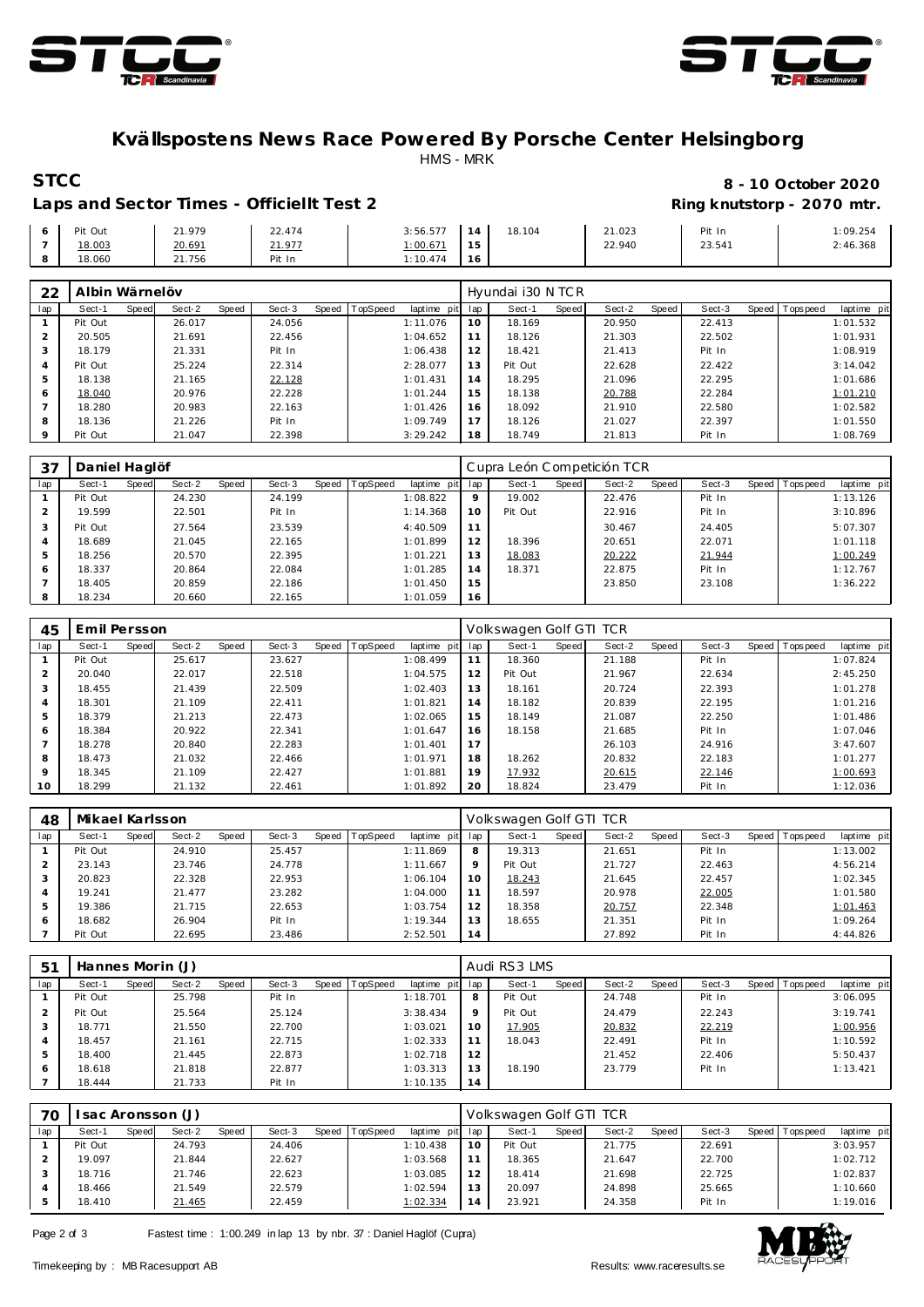# Kvällspostens News Race Powered By Porsche Center Helsingborg

HMS - MRK

**STCC** **8 - 10 October 2020**

**Laps and Sector Times - Officiellt Test 2** **Ring knutstorp - 2070 mtr.**

| | | | | | | | | | | | | | | | | | | |
|---|---|---|---|---|---|---|---|---|---|---|---|---|---|---|---|---|---|---|
| 6 | Pit Out | | 21.979 | | 22.474 | | | 3:56.577 | 14 | 18.104 | | 21.023 | | Pit In | | | 1:09.254 |
| 7 | 18.003 | | 20.691 | | 21.977 | | | 1:00.671 | 15 | | | 22.940 | | 23.541 | | | 2:46.368 |
| 8 | 18.060 | | 21.756 | | Pit In | | | 1:10.474 | 16 | | | | | | | | |

| 22 | Albin Wärnelöv | | | | | | | | | Hyundai i30 N TCR | | | | | | | |
|---|---|---|---|---|---|---|---|---|---|---|---|---|---|---|---|---|---|
| lap | Sect-1 | Speed | Sect-2 | Speed | Sect-3 | Speed | TopSpeed | laptime pit | lap | Sect-1 | Speed | Sect-2 | Speed | Sect-3 | Speed | Topspeed | laptime pit |
| 1 | Pit Out | | 26.017 | | 24.056 | | | 1:11.076 | 10 | 18.169 | | 20.950 | | 22.413 | | | 1:01.532 |
| 2 | 20.505 | | 21.691 | | 22.456 | | | 1:04.652 | 11 | 18.126 | | 21.303 | | 22.502 | | | 1:01.931 |
| 3 | 18.179 | | 21.331 | | Pit In | | | 1:06.438 | 12 | 18.421 | | 21.413 | | Pit In | | | 1:08.919 |
| 4 | Pit Out | | 25.224 | | 22.314 | | | 2:28.077 | 13 | Pit Out | | 22.628 | | 22.422 | | | 3:14.042 |
| 5 | 18.138 | | 21.165 | | 22.128 | | | 1:01.431 | 14 | 18.295 | | 21.096 | | 22.295 | | | 1:01.686 |
| 6 | 18.040 | | 20.976 | | 22.228 | | | 1:01.244 | 15 | 18.138 | | 20.788 | | 22.284 | | | 1:01.210 |
| 7 | 18.280 | | 20.983 | | 22.163 | | | 1:01.426 | 16 | 18.092 | | 21.910 | | 22.580 | | | 1:02.582 |
| 8 | 18.136 | | 21.226 | | Pit In | | | 1:09.749 | 17 | 18.126 | | 21.027 | | 22.397 | | | 1:01.550 |
| 9 | Pit Out | | 21.047 | | 22.398 | | | 3:29.242 | 18 | 18.749 | | 21.813 | | Pit In | | | 1:08.769 |

| 37 | Daniel Haglöf | | | | | | | | | Cupra León Competición TCR | | | | | | | |
|---|---|---|---|---|---|---|---|---|---|---|---|---|---|---|---|---|---|
| lap | Sect-1 | Speed | Sect-2 | Speed | Sect-3 | Speed | TopSpeed | laptime pit | lap | Sect-1 | Speed | Sect-2 | Speed | Sect-3 | Speed | Topspeed | laptime pit |
| 1 | Pit Out | | 24.230 | | 24.199 | | | 1:08.822 | 9 | 19.002 | | 22.476 | | Pit In | | | 1:13.126 |
| 2 | 19.599 | | 22.501 | | Pit In | | | 1:14.368 | 10 | Pit Out | | 22.916 | | Pit In | | | 3:10.896 |
| 3 | Pit Out | | 27.564 | | 23.539 | | | 4:40.509 | 11 | | | 30.467 | | 24.405 | | | 5:07.307 |
| 4 | 18.689 | | 21.045 | | 22.165 | | | 1:01.899 | 12 | 18.396 | | 20.651 | | 22.071 | | | 1:01.118 |
| 5 | 18.256 | | 20.570 | | 22.395 | | | 1:01.221 | 13 | 18.083 | | 20.222 | | 21.944 | | | 1:00.249 |
| 6 | 18.337 | | 20.864 | | 22.084 | | | 1:01.285 | 14 | 18.371 | | 22.875 | | Pit In | | | 1:12.767 |
| 7 | 18.405 | | 20.859 | | 22.186 | | | 1:01.450 | 15 | | | 23.850 | | 23.108 | | | 1:36.222 |
| 8 | 18.234 | | 20.660 | | 22.165 | | | 1:01.059 | 16 | | | | | | | | |

| 45 | Emil Persson | | | | | | | | | Volkswagen Golf GTI TCR | | | | | | | |
|---|---|---|---|---|---|---|---|---|---|---|---|---|---|---|---|---|---|
| lap | Sect-1 | Speed | Sect-2 | Speed | Sect-3 | Speed | TopSpeed | laptime pit | lap | Sect-1 | Speed | Sect-2 | Speed | Sect-3 | Speed | Topspeed | laptime pit |
| 1 | Pit Out | | 25.617 | | 23.627 | | | 1:08.499 | 11 | 18.360 | | 21.188 | | Pit In | | | 1:07.824 |
| 2 | 20.040 | | 22.017 | | 22.518 | | | 1:04.575 | 12 | Pit Out | | 21.967 | | 22.634 | | | 2:45.250 |
| 3 | 18.455 | | 21.439 | | 22.509 | | | 1:02.403 | 13 | 18.161 | | 20.724 | | 22.393 | | | 1:01.278 |
| 4 | 18.301 | | 21.109 | | 22.411 | | | 1:01.821 | 14 | 18.182 | | 20.839 | | 22.195 | | | 1:01.216 |
| 5 | 18.379 | | 21.213 | | 22.473 | | | 1:02.065 | 15 | 18.149 | | 21.087 | | 22.250 | | | 1:01.486 |
| 6 | 18.384 | | 20.922 | | 22.341 | | | 1:01.647 | 16 | 18.158 | | 21.685 | | Pit In | | | 1:07.046 |
| 7 | 18.278 | | 20.840 | | 22.283 | | | 1:01.401 | 17 | | | 26.103 | | 24.916 | | | 3:47.607 |
| 8 | 18.473 | | 21.032 | | 22.466 | | | 1:01.971 | 18 | 18.262 | | 20.832 | | 22.183 | | | 1:01.277 |
| 9 | 18.345 | | 21.109 | | 22.427 | | | 1:01.881 | 19 | 17.932 | | 20.615 | | 22.146 | | | 1:00.693 |
| 10 | 18.299 | | 21.132 | | 22.461 | | | 1:01.892 | 20 | 18.824 | | 23.479 | | Pit In | | | 1:12.036 |

| 48 | Mikael Karlsson | | | | | | | | | Volkswagen Golf GTI TCR | | | | | | | |
|---|---|---|---|---|---|---|---|---|---|---|---|---|---|---|---|---|---|
| lap | Sect-1 | Speed | Sect-2 | Speed | Sect-3 | Speed | TopSpeed | laptime pit | lap | Sect-1 | Speed | Sect-2 | Speed | Sect-3 | Speed | Topspeed | laptime pit |
| 1 | Pit Out | | 24.910 | | 25.457 | | | 1:11.869 | 8 | 19.313 | | 21.651 | | Pit In | | | 1:13.002 |
| 2 | 23.143 | | 23.746 | | 24.778 | | | 1:11.667 | 9 | Pit Out | | 21.727 | | 22.463 | | | 4:56.214 |
| 3 | 20.823 | | 22.328 | | 22.953 | | | 1:06.104 | 10 | 18.243 | | 21.645 | | 22.457 | | | 1:02.345 |
| 4 | 19.241 | | 21.477 | | 23.282 | | | 1:04.000 | 11 | 18.597 | | 20.978 | | 22.005 | | | 1:01.580 |
| 5 | 19.386 | | 21.715 | | 22.653 | | | 1:03.754 | 12 | 18.358 | | 20.757 | | 22.348 | | | 1:01.463 |
| 6 | 18.682 | | 26.904 | | Pit In | | | 1:19.344 | 13 | 18.655 | | 21.351 | | Pit In | | | 1:09.264 |
| 7 | Pit Out | | 22.695 | | 23.486 | | | 2:52.501 | 14 | | | 27.892 | | Pit In | | | 4:44.826 |

| 51 | Hannes Morin (J) | | | | | | | | | Audi RS3 LMS | | | | | | | |
|---|---|---|---|---|---|---|---|---|---|---|---|---|---|---|---|---|---|
| lap | Sect-1 | Speed | Sect-2 | Speed | Sect-3 | Speed | TopSpeed | laptime pit | lap | Sect-1 | Speed | Sect-2 | Speed | Sect-3 | Speed | Topspeed | laptime pit |
| 1 | Pit Out | | 25.798 | | Pit In | | | 1:18.701 | 8 | Pit Out | | 24.748 | | Pit In | | | 3:06.095 |
| 2 | Pit Out | | 25.564 | | 25.124 | | | 3:38.434 | 9 | Pit Out | | 24.479 | | 22.243 | | | 3:19.741 |
| 3 | 18.771 | | 21.550 | | 22.700 | | | 1:03.021 | 10 | 17.905 | | 20.832 | | 22.219 | | | 1:00.956 |
| 4 | 18.457 | | 21.161 | | 22.715 | | | 1:02.333 | 11 | 18.043 | | 22.491 | | Pit In | | | 1:10.592 |
| 5 | 18.400 | | 21.445 | | 22.873 | | | 1:02.718 | 12 | | | 21.452 | | 22.406 | | | 5:50.437 |
| 6 | 18.618 | | 21.818 | | 22.877 | | | 1:03.313 | 13 | 18.190 | | 23.779 | | Pit In | | | 1:13.421 |
| 7 | 18.444 | | 21.733 | | Pit In | | | 1:10.135 | 14 | | | | | | | | |

| 70 | Isac Aronsson (J) | | | | | | | | | Volkswagen Golf GTI TCR | | | | | | | |
|---|---|---|---|---|---|---|---|---|---|---|---|---|---|---|---|---|---|
| lap | Sect-1 | Speed | Sect-2 | Speed | Sect-3 | Speed | TopSpeed | laptime pit | lap | Sect-1 | Speed | Sect-2 | Speed | Sect-3 | Speed | Topspeed | laptime pit |
| 1 | Pit Out | | 24.793 | | 24.406 | | | 1:10.438 | 10 | Pit Out | | 21.775 | | 22.691 | | | 3:03.957 |
| 2 | 19.097 | | 21.844 | | 22.627 | | | 1:03.568 | 11 | 18.365 | | 21.647 | | 22.700 | | | 1:02.712 |
| 3 | 18.716 | | 21.746 | | 22.623 | | | 1:03.085 | 12 | 18.414 | | 21.698 | | 22.725 | | | 1:02.837 |
| 4 | 18.466 | | 21.549 | | 22.579 | | | 1:02.594 | 13 | 20.097 | | 24.898 | | 25.665 | | | 1:10.660 |
| 5 | 18.410 | | 21.465 | | 22.459 | | | 1:02.334 | 14 | 23.921 | | 24.358 | | Pit In | | | 1:19.016 |

Fastest time : 1:00.249 in lap 13 by nbr. 37 : Daniel Haglöf (Cupra)

Timekeeping by : MB Racesupport AB Results: www.raceresults.se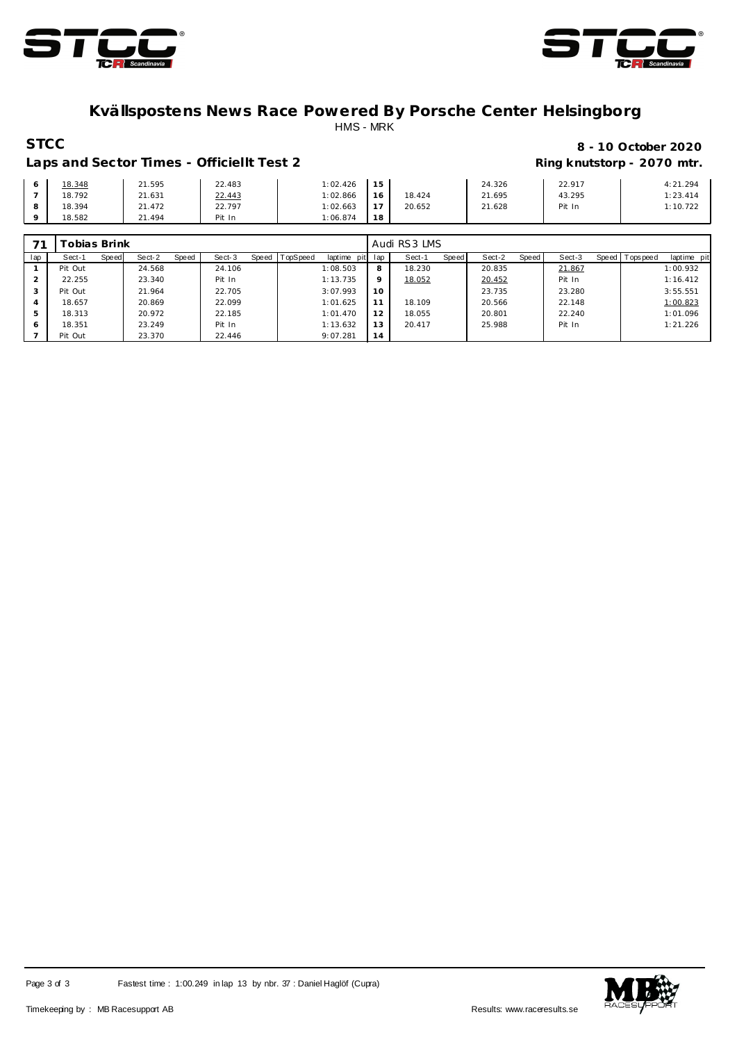# Kvällspostens News Race Powered By Porsche Center Helsingborg

HMS - MRK

**STCC** **8 - 10 October 2020**

**Laps and Sector Times - Officiellt Test 2** **Ring knutstorp - 2070 mtr.**

| lap | Sect-1 | Speed | Sect-2 | Speed | Sect-3 | Speed | TopSpeed | laptime pit | lap | Sect-1 | Speed | Sect-2 | Speed | Sect-3 | Speed | Topspeed | laptime pit |
|---|---|---|---|---|---|---|---|---|---|---|---|---|---|---|---|---|---|
| 6 | 18.348 | | 21.595 | | 22.483 | | | 1:02.426 | 15 | | | 24.326 | | 22.917 | | | 4:21.294 |
| 7 | 18.792 | | 21.631 | | 22.443 | | | 1:02.866 | 16 | 18.424 | | 21.695 | | 43.295 | | | 1:23.414 |
| 8 | 18.394 | | 21.472 | | 22.797 | | | 1:02.663 | 17 | 20.652 | | 21.628 | | Pit In | | | 1:10.722 |
| 9 | 18.582 | | 21.494 | | Pit In | | | 1:06.874 | 18 | | | | | | | | |

**71 Tobias Brink** — Audi RS3 LMS

| lap | Sect-1 | Speed | Sect-2 | Speed | Sect-3 | Speed | TopSpeed | laptime pit | lap | Sect-1 | Speed | Sect-2 | Speed | Sect-3 | Speed | Topspeed | laptime pit |
|---|---|---|---|---|---|---|---|---|---|---|---|---|---|---|---|---|---|
| 1 | Pit Out | | 24.568 | | 24.106 | | | 1:08.503 | 8 | 18.230 | | 20.835 | | 21.867 | | | 1:00.932 |
| 2 | 22.255 | | 23.340 | | Pit In | | | 1:13.735 | 9 | 18.052 | | 20.452 | | Pit In | | | 1:16.412 |
| 3 | Pit Out | | 21.964 | | 22.705 | | | 3:07.993 | 10 | | | 23.735 | | 23.280 | | | 3:55.551 |
| 4 | 18.657 | | 20.869 | | 22.099 | | | 1:01.625 | 11 | 18.109 | | 20.566 | | 22.148 | | | 1:00.823 |
| 5 | 18.313 | | 20.972 | | 22.185 | | | 1:01.470 | 12 | 18.055 | | 20.801 | | 22.240 | | | 1:01.096 |
| 6 | 18.351 | | 23.249 | | Pit In | | | 1:13.632 | 13 | 20.417 | | 25.988 | | Pit In | | | 1:21.226 |
| 7 | Pit Out | | 23.370 | | 22.446 | | | 9:07.281 | 14 | | | | | | | | |

Fastest time : 1:00.249 in lap 13 by nbr. 37 : Daniel Haglöf (Cupra)

Timekeeping by : MB Racesupport AB

Results: www.raceresults.se